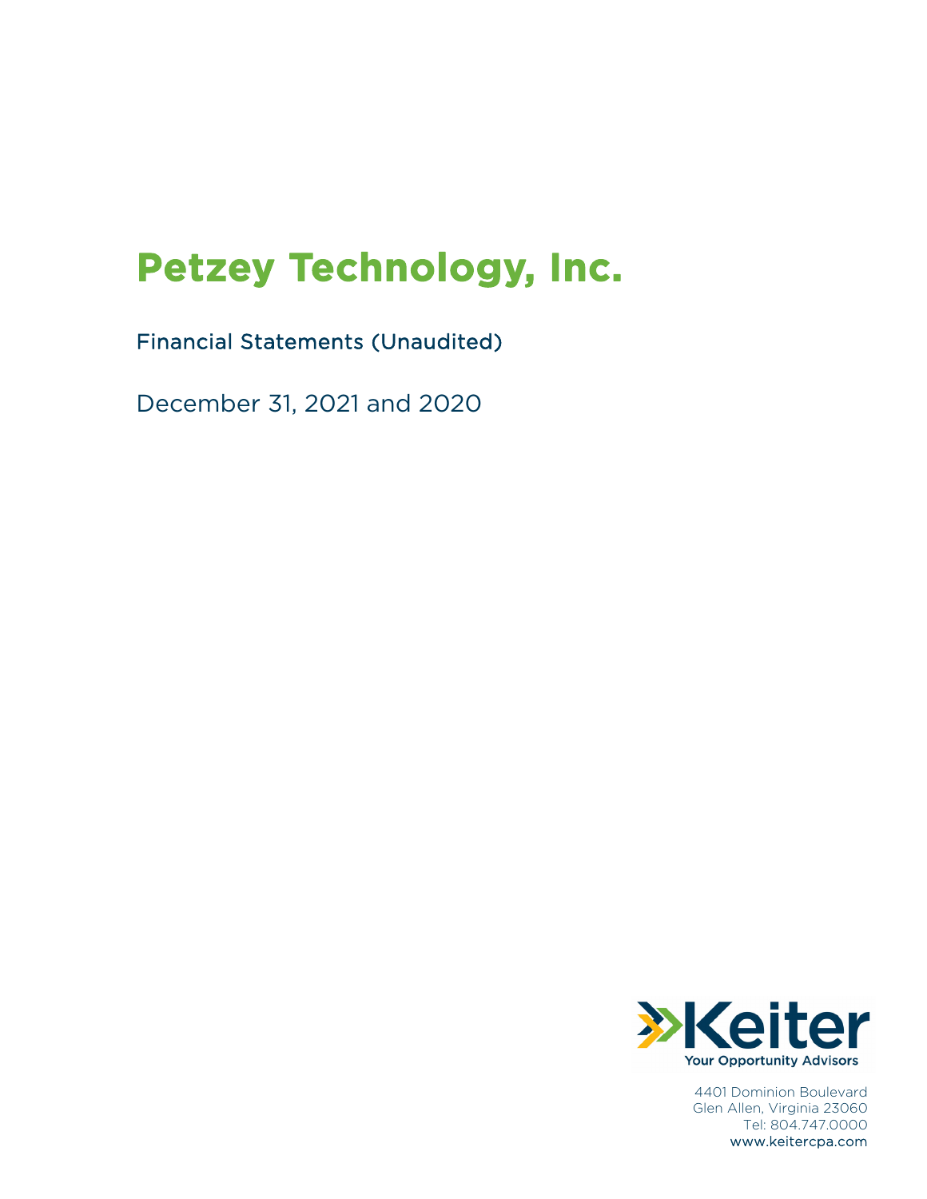# Petzey Technology, Inc.

Financial Statements (Unaudited)

December 31, 2021 and 2020

Keiter
Your Opportunity Advisors

4401 Dominion Boulevard
Glen Allen, Virginia 23060
Tel: 804.747.0000
www.keitercpa.com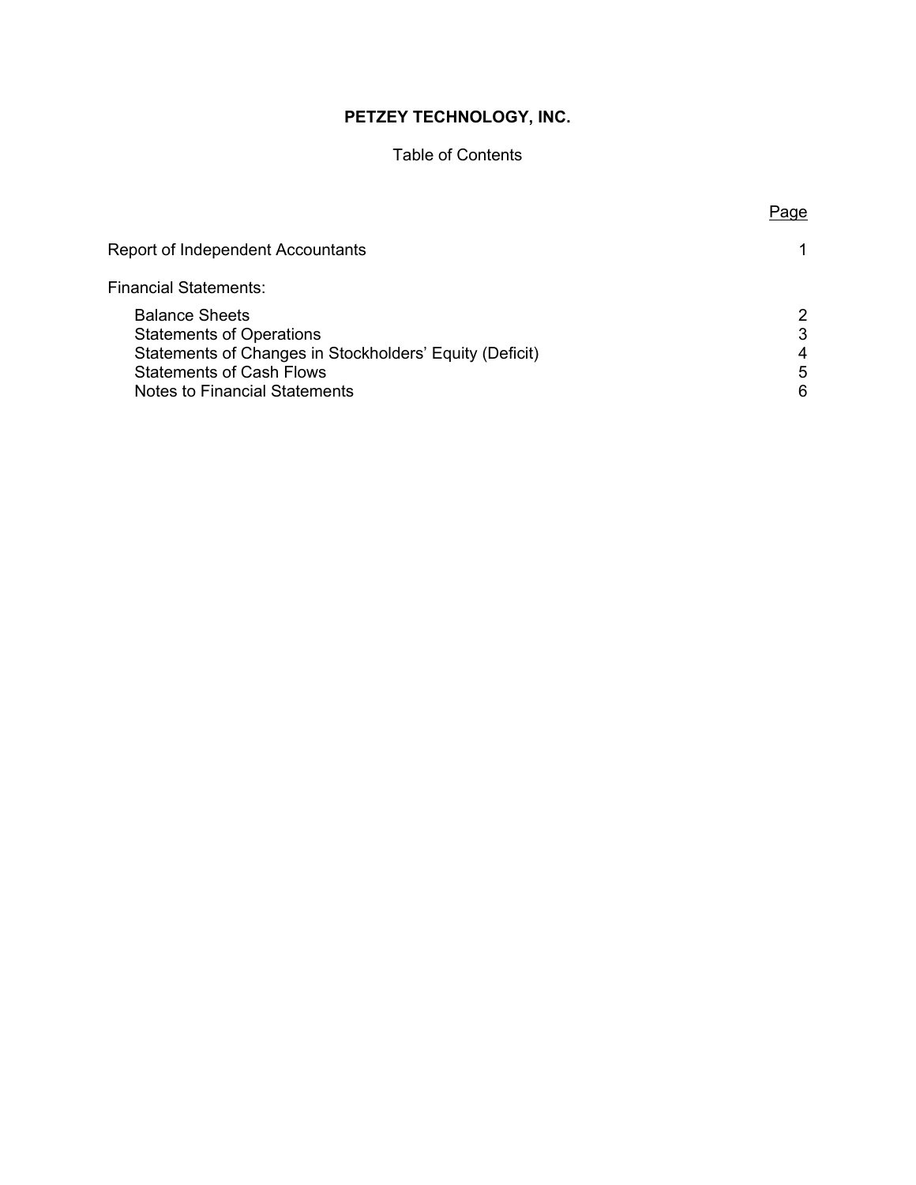# PETZEY TECHNOLOGY, INC.

Table of Contents

| | Page |
| --- | --- |
| Report of Independent Accountants | 1 |
| Financial Statements: | |
| Balance Sheets | 2 |
| Statements of Operations | 3 |
| Statements of Changes in Stockholders' Equity (Deficit) | 4 |
| Statements of Cash Flows | 5 |
| Notes to Financial Statements | 6 |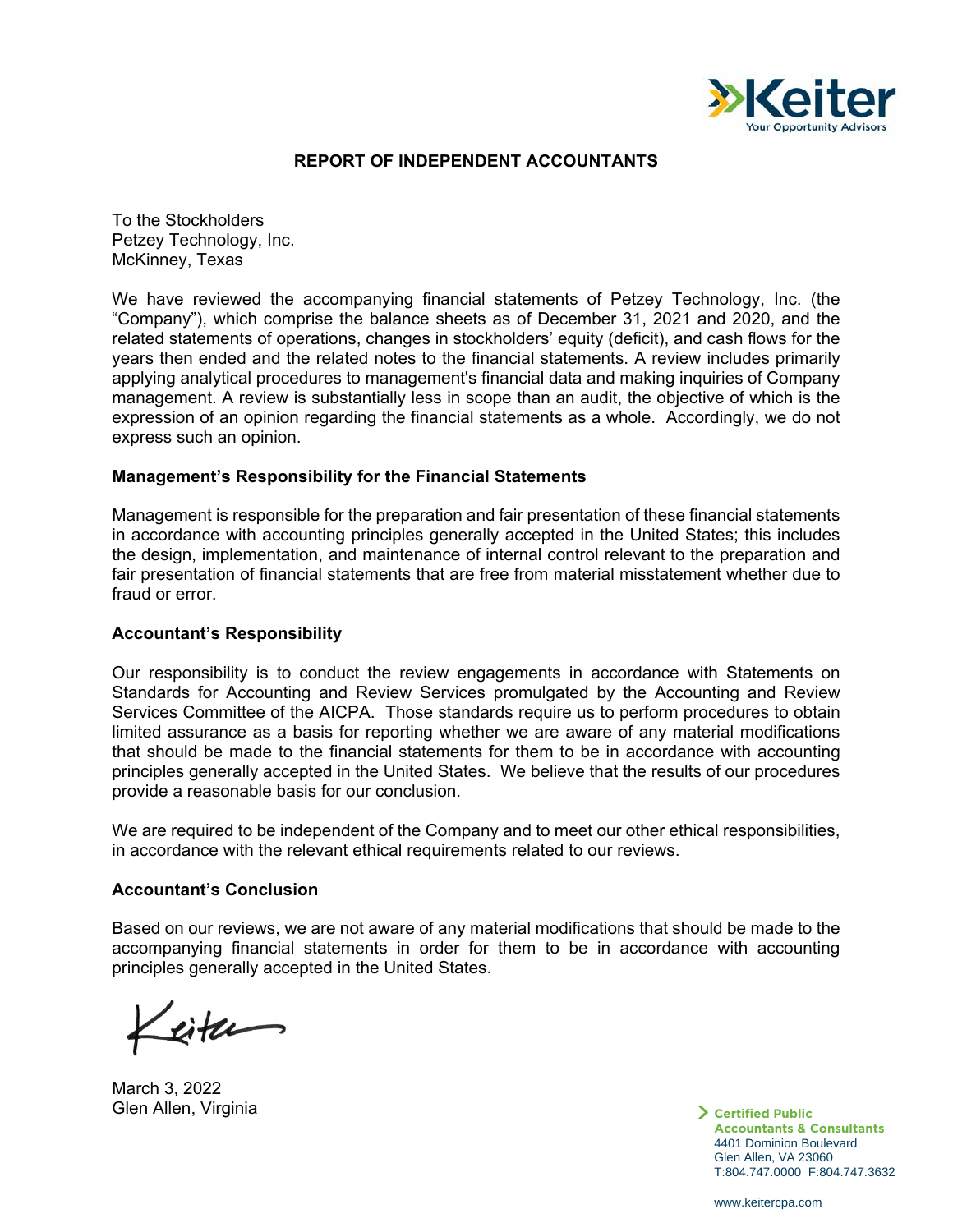# REPORT OF INDEPENDENT ACCOUNTANTS

To the Stockholders
Petzey Technology, Inc.
McKinney, Texas

We have reviewed the accompanying financial statements of Petzey Technology, Inc. (the "Company"), which comprise the balance sheets as of December 31, 2021 and 2020, and the related statements of operations, changes in stockholders' equity (deficit), and cash flows for the years then ended and the related notes to the financial statements. A review includes primarily applying analytical procedures to management's financial data and making inquiries of Company management. A review is substantially less in scope than an audit, the objective of which is the expression of an opinion regarding the financial statements as a whole. Accordingly, we do not express such an opinion.

## Management's Responsibility for the Financial Statements

Management is responsible for the preparation and fair presentation of these financial statements in accordance with accounting principles generally accepted in the United States; this includes the design, implementation, and maintenance of internal control relevant to the preparation and fair presentation of financial statements that are free from material misstatement whether due to fraud or error.

## Accountant's Responsibility

Our responsibility is to conduct the review engagements in accordance with Statements on Standards for Accounting and Review Services promulgated by the Accounting and Review Services Committee of the AICPA. Those standards require us to perform procedures to obtain limited assurance as a basis for reporting whether we are aware of any material modifications that should be made to the financial statements for them to be in accordance with accounting principles generally accepted in the United States. We believe that the results of our procedures provide a reasonable basis for our conclusion.

We are required to be independent of the Company and to meet our other ethical responsibilities, in accordance with the relevant ethical requirements related to our reviews.

## Accountant's Conclusion

Based on our reviews, we are not aware of any material modifications that should be made to the accompanying financial statements in order for them to be in accordance with accounting principles generally accepted in the United States.

Keiter

March 3, 2022
Glen Allen, Virginia

**Certified Public Accountants & Consultants**
4401 Dominion Boulevard
Glen Allen, VA 23060
T:804.747.0000 F:804.747.3632

www.keitercpa.com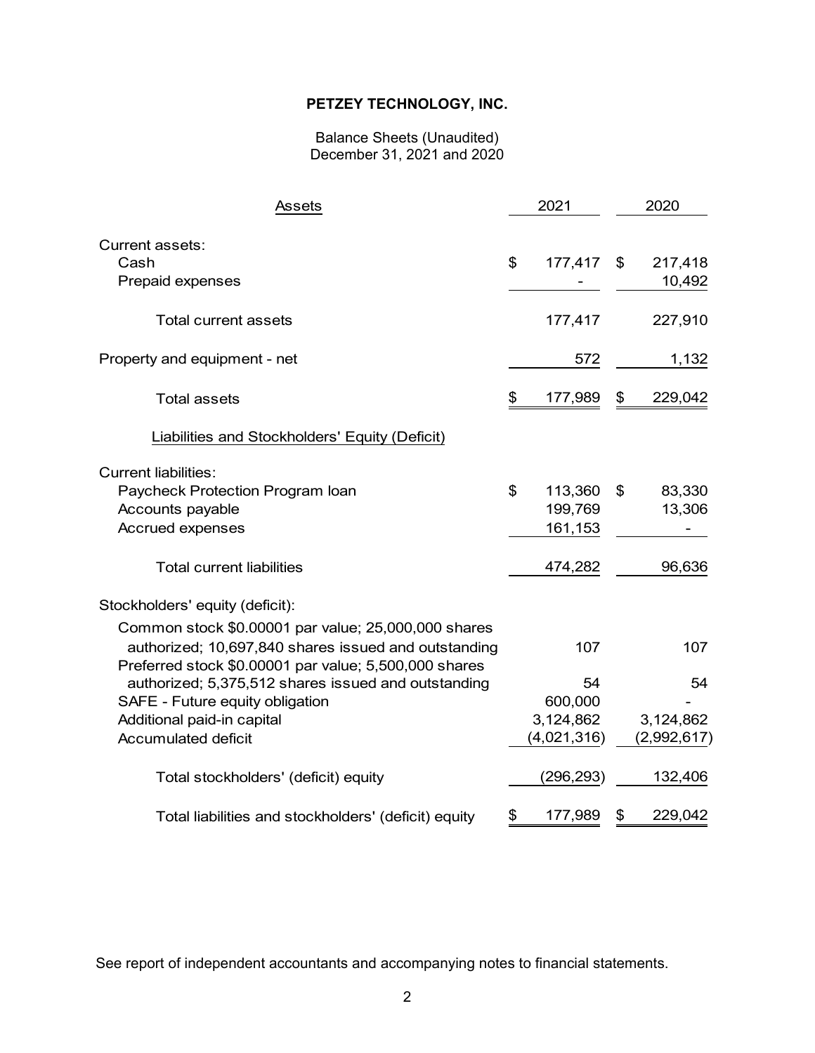# PETZEY TECHNOLOGY, INC.

Balance Sheets (Unaudited)
December 31, 2021 and 2020

| Assets | 2021 | 2020 |
|---|---|---|
| Current assets: | | |
| Cash | $ 177,417 | $ 217,418 |
| Prepaid expenses | - | 10,492 |
| Total current assets | 177,417 | 227,910 |
| Property and equipment - net | 572 | 1,132 |
| Total assets | $ 177,989 | $ 229,042 |
| **Liabilities and Stockholders' Equity (Deficit)** | | |
| Current liabilities: | | |
| Paycheck Protection Program loan | $ 113,360 | $ 83,330 |
| Accounts payable | 199,769 | 13,306 |
| Accrued expenses | 161,153 | - |
| Total current liabilities | 474,282 | 96,636 |
| Stockholders' equity (deficit): | | |
| Common stock $0.00001 par value; 25,000,000 shares authorized; 10,697,840 shares issued and outstanding | 107 | 107 |
| Preferred stock $0.00001 par value; 5,500,000 shares authorized; 5,375,512 shares issued and outstanding | 54 | 54 |
| SAFE - Future equity obligation | 600,000 | - |
| Additional paid-in capital | 3,124,862 | 3,124,862 |
| Accumulated deficit | (4,021,316) | (2,992,617) |
| Total stockholders' (deficit) equity | (296,293) | 132,406 |
| Total liabilities and stockholders' (deficit) equity | $ 177,989 | $ 229,042 |

See report of independent accountants and accompanying notes to financial statements.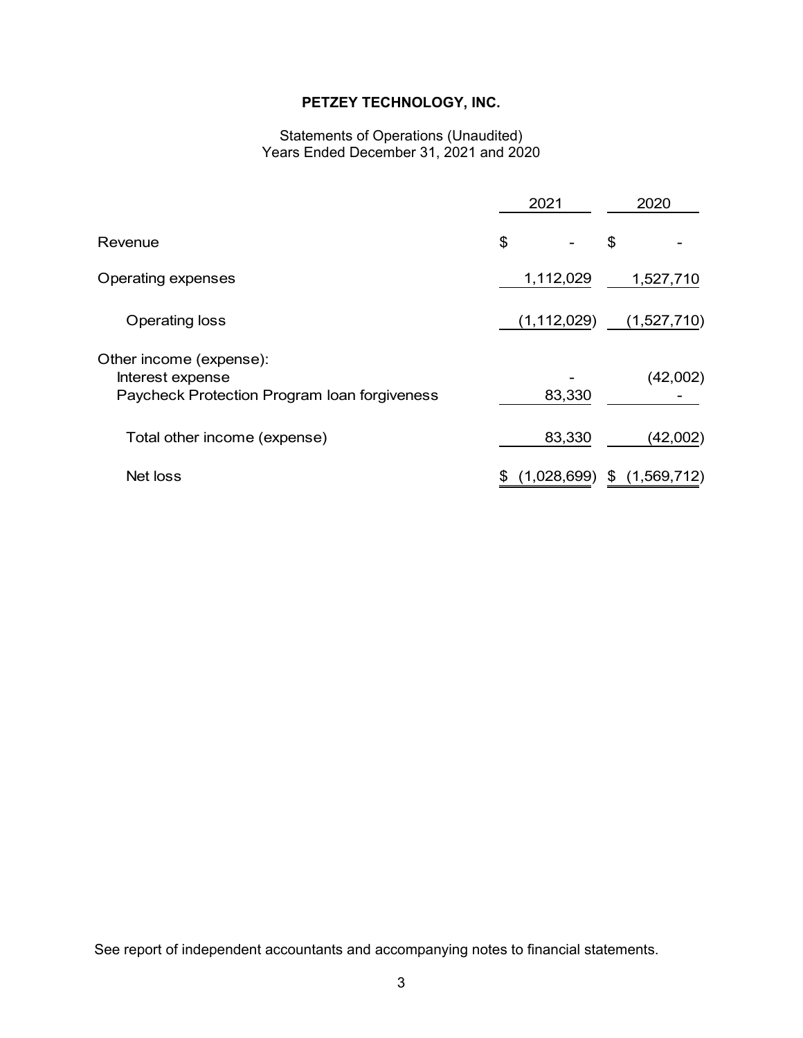# PETZEY TECHNOLOGY, INC.

Statements of Operations (Unaudited)
Years Ended December 31, 2021 and 2020

| | 2021 | 2020 |
|---|---|---|
| Revenue | $ - | $ - |
| Operating expenses | 1,112,029 | 1,527,710 |
| Operating loss | (1,112,029) | (1,527,710) |
| Other income (expense): | | |
| Interest expense | - | (42,002) |
| Paycheck Protection Program loan forgiveness | 83,330 | - |
| Total other income (expense) | 83,330 | (42,002) |
| Net loss | $ (1,028,699) | $ (1,569,712) |

See report of independent accountants and accompanying notes to financial statements.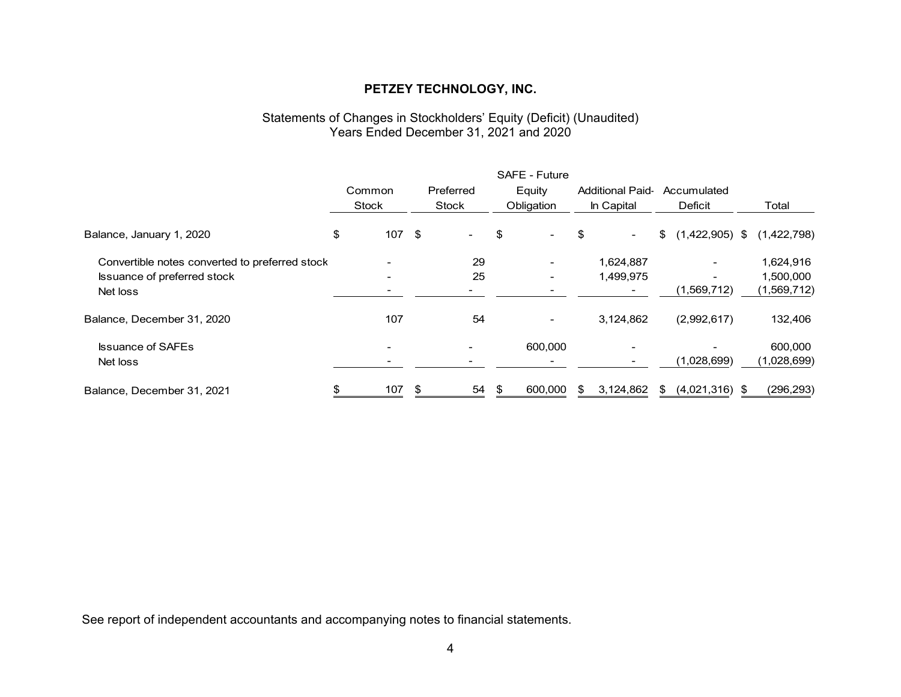**PETZEY TECHNOLOGY, INC.**

Statements of Changes in Stockholders' Equity (Deficit) (Unaudited)
Years Ended December 31, 2021 and 2020

| | Common Stock | Preferred Stock | SAFE - Future Equity Obligation | Additional Paid-In Capital | Accumulated Deficit | Total |
|---|---|---|---|---|---|---|
| Balance, January 1, 2020 | $ 107 | $ - | $ - | $ - | $ (1,422,905) | $ (1,422,798) |
| Convertible notes converted to preferred stock | - | 29 | - | 1,624,887 | - | 1,624,916 |
| Issuance of preferred stock | - | 25 | - | 1,499,975 | - | 1,500,000 |
| Net loss | - | - | - | - | (1,569,712) | (1,569,712) |
| Balance, December 31, 2020 | 107 | 54 | - | 3,124,862 | (2,992,617) | 132,406 |
| Issuance of SAFEs | - | - | 600,000 | - | - | 600,000 |
| Net loss | - | - | - | - | (1,028,699) | (1,028,699) |
| Balance, December 31, 2021 | $ 107 | $ 54 | $ 600,000 | $ 3,124,862 | $ (4,021,316) | $ (296,293) |

See report of independent accountants and accompanying notes to financial statements.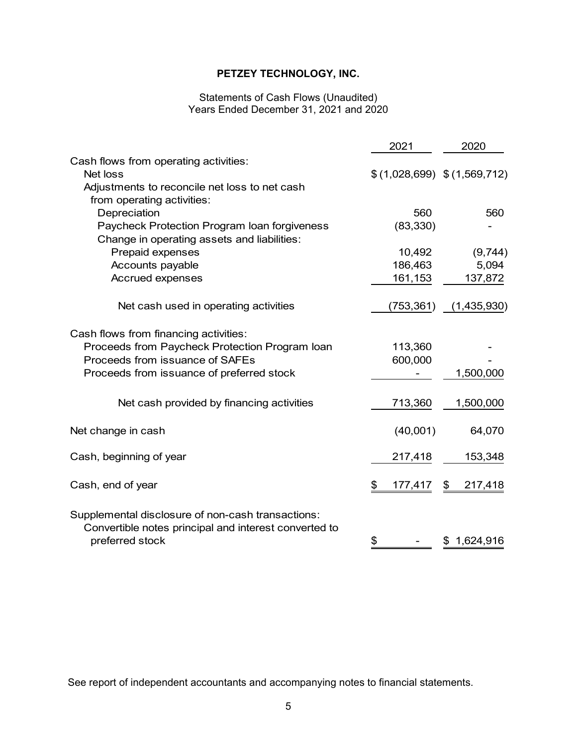**PETZEY TECHNOLOGY, INC.**

Statements of Cash Flows (Unaudited)
Years Ended December 31, 2021 and 2020

| | 2021 | 2020 |
|---|---|---|
| Cash flows from operating activities: | | |
| Net loss | $ (1,028,699) | $ (1,569,712) |
| Adjustments to reconcile net loss to net cash from operating activities: | | |
| Depreciation | 560 | 560 |
| Paycheck Protection Program loan forgiveness | (83,330) | - |
| Change in operating assets and liabilities: | | |
| Prepaid expenses | 10,492 | (9,744) |
| Accounts payable | 186,463 | 5,094 |
| Accrued expenses | 161,153 | 137,872 |
| Net cash used in operating activities | (753,361) | (1,435,930) |
| Cash flows from financing activities: | | |
| Proceeds from Paycheck Protection Program loan | 113,360 | - |
| Proceeds from issuance of SAFEs | 600,000 | - |
| Proceeds from issuance of preferred stock | - | 1,500,000 |
| Net cash provided by financing activities | 713,360 | 1,500,000 |
| Net change in cash | (40,001) | 64,070 |
| Cash, beginning of year | 217,418 | 153,348 |
| Cash, end of year | $ 177,417 | $ 217,418 |
| Supplemental disclosure of non-cash transactions: | | |
| Convertible notes principal and interest converted to preferred stock | $ - | $ 1,624,916 |

See report of independent accountants and accompanying notes to financial statements.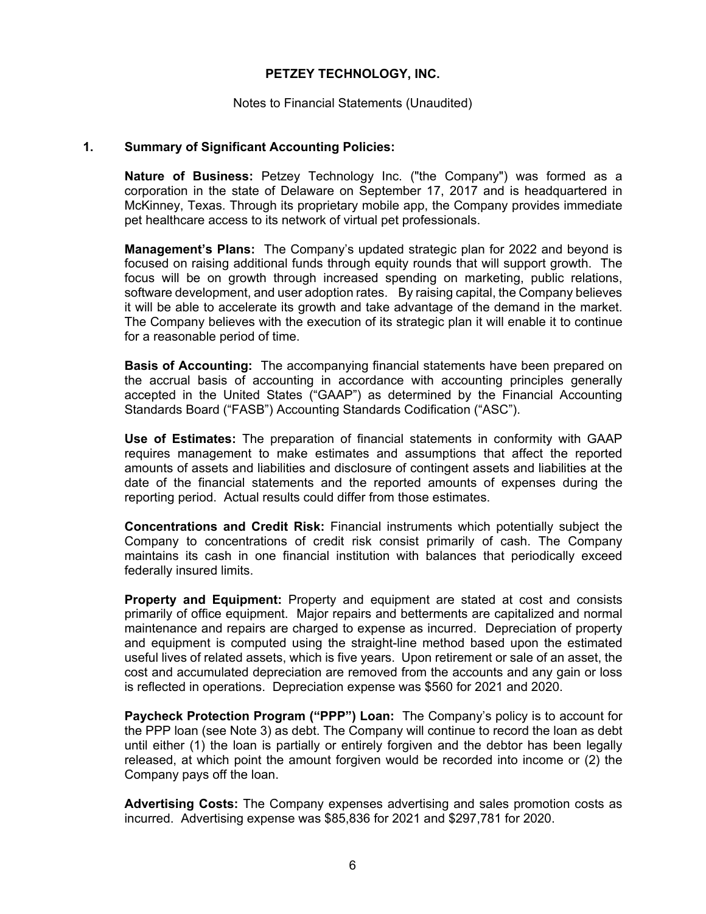**PETZEY TECHNOLOGY, INC.**

Notes to Financial Statements (Unaudited)

## 1. Summary of Significant Accounting Policies:

**Nature of Business:** Petzey Technology Inc. ("the Company") was formed as a corporation in the state of Delaware on September 17, 2017 and is headquartered in McKinney, Texas. Through its proprietary mobile app, the Company provides immediate pet healthcare access to its network of virtual pet professionals.

**Management's Plans:** The Company's updated strategic plan for 2022 and beyond is focused on raising additional funds through equity rounds that will support growth. The focus will be on growth through increased spending on marketing, public relations, software development, and user adoption rates. By raising capital, the Company believes it will be able to accelerate its growth and take advantage of the demand in the market. The Company believes with the execution of its strategic plan it will enable it to continue for a reasonable period of time.

**Basis of Accounting:** The accompanying financial statements have been prepared on the accrual basis of accounting in accordance with accounting principles generally accepted in the United States ("GAAP") as determined by the Financial Accounting Standards Board ("FASB") Accounting Standards Codification ("ASC").

**Use of Estimates:** The preparation of financial statements in conformity with GAAP requires management to make estimates and assumptions that affect the reported amounts of assets and liabilities and disclosure of contingent assets and liabilities at the date of the financial statements and the reported amounts of expenses during the reporting period. Actual results could differ from those estimates.

**Concentrations and Credit Risk:** Financial instruments which potentially subject the Company to concentrations of credit risk consist primarily of cash. The Company maintains its cash in one financial institution with balances that periodically exceed federally insured limits.

**Property and Equipment:** Property and equipment are stated at cost and consists primarily of office equipment. Major repairs and betterments are capitalized and normal maintenance and repairs are charged to expense as incurred. Depreciation of property and equipment is computed using the straight-line method based upon the estimated useful lives of related assets, which is five years. Upon retirement or sale of an asset, the cost and accumulated depreciation are removed from the accounts and any gain or loss is reflected in operations. Depreciation expense was $560 for 2021 and 2020.

**Paycheck Protection Program ("PPP") Loan:** The Company's policy is to account for the PPP loan (see Note 3) as debt. The Company will continue to record the loan as debt until either (1) the loan is partially or entirely forgiven and the debtor has been legally released, at which point the amount forgiven would be recorded into income or (2) the Company pays off the loan.

**Advertising Costs:** The Company expenses advertising and sales promotion costs as incurred. Advertising expense was $85,836 for 2021 and $297,781 for 2020.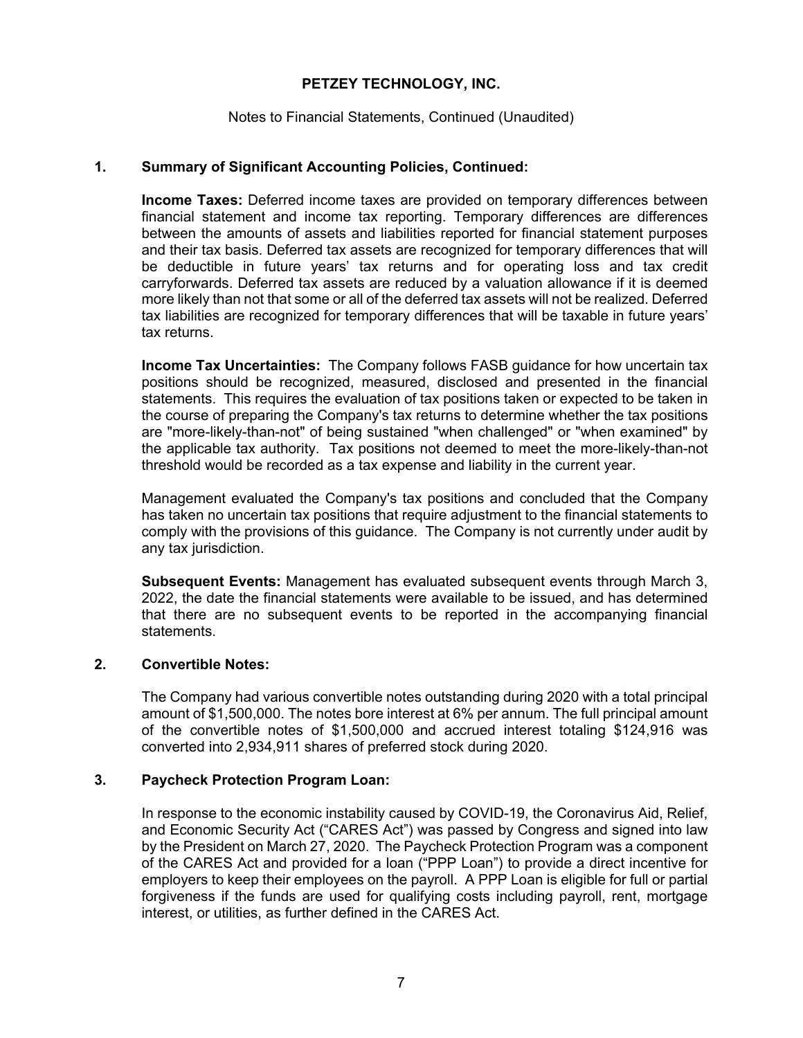**PETZEY TECHNOLOGY, INC.**

Notes to Financial Statements, Continued (Unaudited)

## 1. Summary of Significant Accounting Policies, Continued:

**Income Taxes:** Deferred income taxes are provided on temporary differences between financial statement and income tax reporting. Temporary differences are differences between the amounts of assets and liabilities reported for financial statement purposes and their tax basis. Deferred tax assets are recognized for temporary differences that will be deductible in future years' tax returns and for operating loss and tax credit carryforwards. Deferred tax assets are reduced by a valuation allowance if it is deemed more likely than not that some or all of the deferred tax assets will not be realized. Deferred tax liabilities are recognized for temporary differences that will be taxable in future years' tax returns.

**Income Tax Uncertainties:** The Company follows FASB guidance for how uncertain tax positions should be recognized, measured, disclosed and presented in the financial statements. This requires the evaluation of tax positions taken or expected to be taken in the course of preparing the Company's tax returns to determine whether the tax positions are "more-likely-than-not" of being sustained "when challenged" or "when examined" by the applicable tax authority. Tax positions not deemed to meet the more-likely-than-not threshold would be recorded as a tax expense and liability in the current year.

Management evaluated the Company's tax positions and concluded that the Company has taken no uncertain tax positions that require adjustment to the financial statements to comply with the provisions of this guidance. The Company is not currently under audit by any tax jurisdiction.

**Subsequent Events:** Management has evaluated subsequent events through March 3, 2022, the date the financial statements were available to be issued, and has determined that there are no subsequent events to be reported in the accompanying financial statements.

## 2. Convertible Notes:

The Company had various convertible notes outstanding during 2020 with a total principal amount of $1,500,000. The notes bore interest at 6% per annum. The full principal amount of the convertible notes of $1,500,000 and accrued interest totaling $124,916 was converted into 2,934,911 shares of preferred stock during 2020.

## 3. Paycheck Protection Program Loan:

In response to the economic instability caused by COVID-19, the Coronavirus Aid, Relief, and Economic Security Act ("CARES Act") was passed by Congress and signed into law by the President on March 27, 2020. The Paycheck Protection Program was a component of the CARES Act and provided for a loan ("PPP Loan") to provide a direct incentive for employers to keep their employees on the payroll. A PPP Loan is eligible for full or partial forgiveness if the funds are used for qualifying costs including payroll, rent, mortgage interest, or utilities, as further defined in the CARES Act.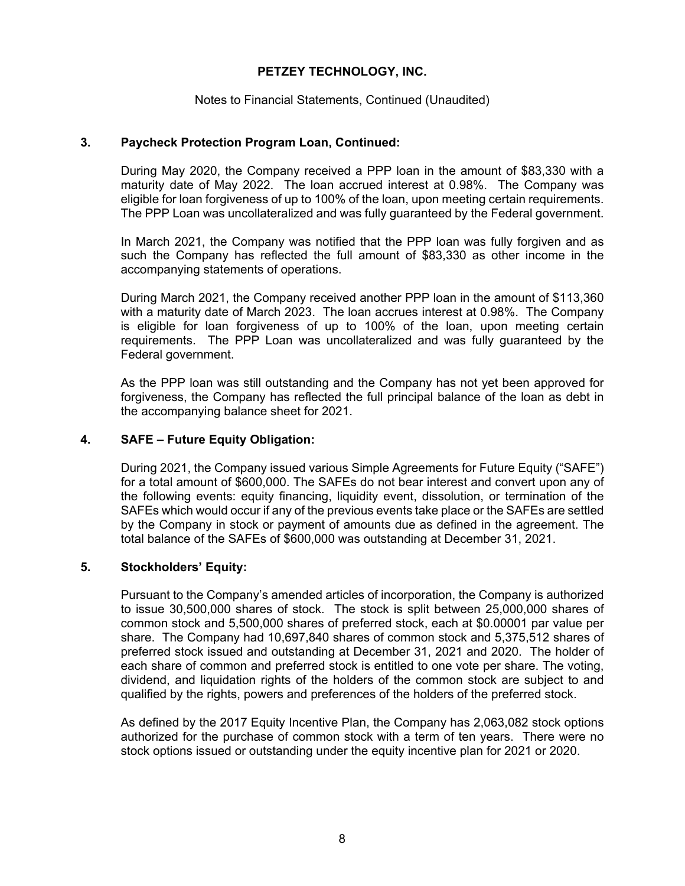# PETZEY TECHNOLOGY, INC.

Notes to Financial Statements, Continued (Unaudited)

## 3. Paycheck Protection Program Loan, Continued:

During May 2020, the Company received a PPP loan in the amount of $83,330 with a maturity date of May 2022. The loan accrued interest at 0.98%. The Company was eligible for loan forgiveness of up to 100% of the loan, upon meeting certain requirements. The PPP Loan was uncollateralized and was fully guaranteed by the Federal government.

In March 2021, the Company was notified that the PPP loan was fully forgiven and as such the Company has reflected the full amount of $83,330 as other income in the accompanying statements of operations.

During March 2021, the Company received another PPP loan in the amount of $113,360 with a maturity date of March 2023. The loan accrues interest at 0.98%. The Company is eligible for loan forgiveness of up to 100% of the loan, upon meeting certain requirements. The PPP Loan was uncollateralized and was fully guaranteed by the Federal government.

As the PPP loan was still outstanding and the Company has not yet been approved for forgiveness, the Company has reflected the full principal balance of the loan as debt in the accompanying balance sheet for 2021.

## 4. SAFE – Future Equity Obligation:

During 2021, the Company issued various Simple Agreements for Future Equity ("SAFE") for a total amount of $600,000. The SAFEs do not bear interest and convert upon any of the following events: equity financing, liquidity event, dissolution, or termination of the SAFEs which would occur if any of the previous events take place or the SAFEs are settled by the Company in stock or payment of amounts due as defined in the agreement. The total balance of the SAFEs of $600,000 was outstanding at December 31, 2021.

## 5. Stockholders' Equity:

Pursuant to the Company's amended articles of incorporation, the Company is authorized to issue 30,500,000 shares of stock. The stock is split between 25,000,000 shares of common stock and 5,500,000 shares of preferred stock, each at $0.00001 par value per share. The Company had 10,697,840 shares of common stock and 5,375,512 shares of preferred stock issued and outstanding at December 31, 2021 and 2020. The holder of each share of common and preferred stock is entitled to one vote per share. The voting, dividend, and liquidation rights of the holders of the common stock are subject to and qualified by the rights, powers and preferences of the holders of the preferred stock.

As defined by the 2017 Equity Incentive Plan, the Company has 2,063,082 stock options authorized for the purchase of common stock with a term of ten years. There were no stock options issued or outstanding under the equity incentive plan for 2021 or 2020.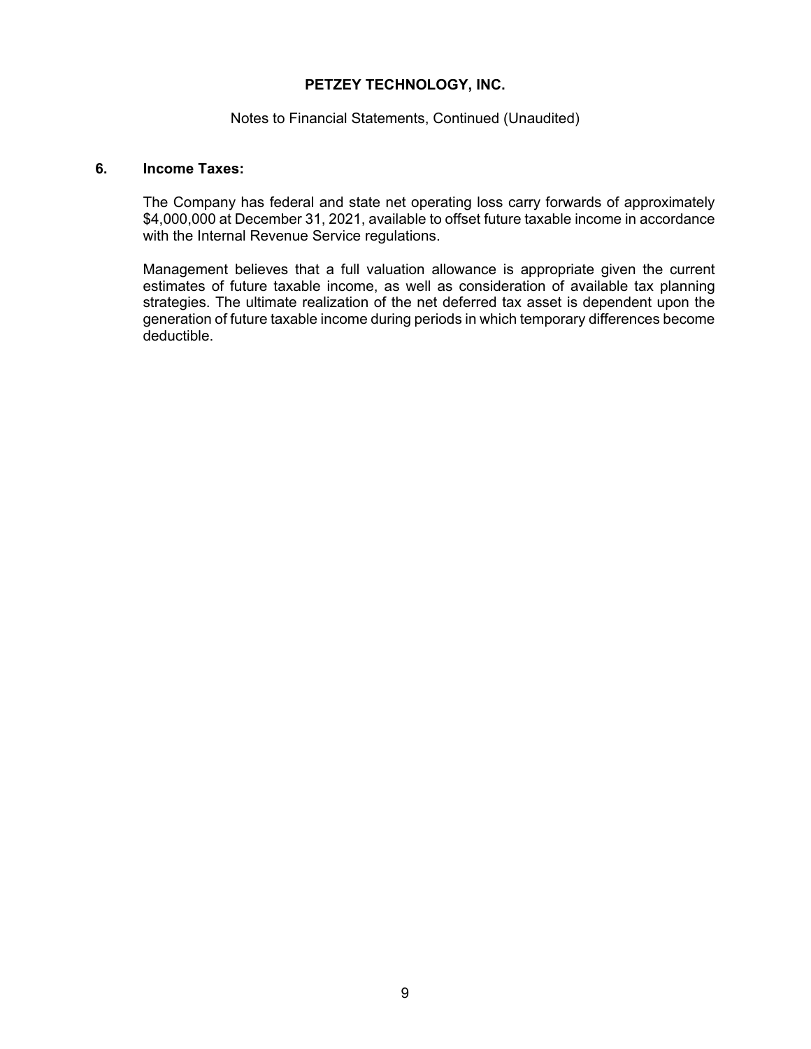## 6. Income Taxes:

The Company has federal and state net operating loss carry forwards of approximately $4,000,000 at December 31, 2021, available to offset future taxable income in accordance with the Internal Revenue Service regulations.

Management believes that a full valuation allowance is appropriate given the current estimates of future taxable income, as well as consideration of available tax planning strategies. The ultimate realization of the net deferred tax asset is dependent upon the generation of future taxable income during periods in which temporary differences become deductible.